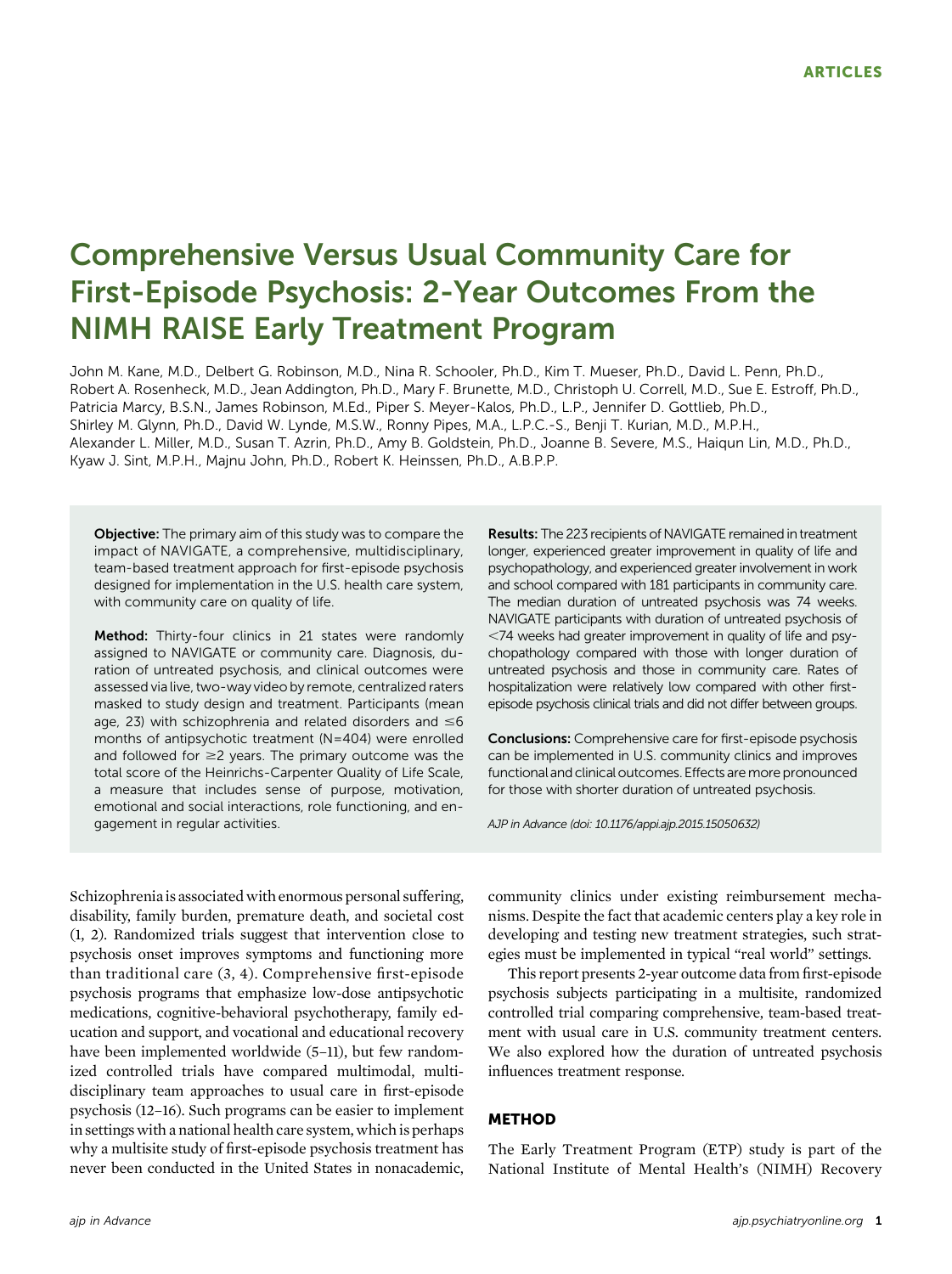ARTICLES

# Comprehensive Versus Usual Community Care for First-Episode Psychosis: 2-Year Outcomes From the NIMH RAISE Early Treatment Program

John M. Kane, M.D., Delbert G. Robinson, M.D., Nina R. Schooler, Ph.D., Kim T. Mueser, Ph.D., David L. Penn, Ph.D., Robert A. Rosenheck, M.D., Jean Addington, Ph.D., Mary F. Brunette, M.D., Christoph U. Correll, M.D., Sue E. Estroff, Ph.D., Patricia Marcy, B.S.N., James Robinson, M.Ed., Piper S. Meyer-Kalos, Ph.D., L.P., Jennifer D. Gottlieb, Ph.D., Shirley M. Glynn, Ph.D., David W. Lynde, M.S.W., Ronny Pipes, M.A., L.P.C.-S., Benji T. Kurian, M.D., M.P.H., Alexander L. Miller, M.D., Susan T. Azrin, Ph.D., Amy B. Goldstein, Ph.D., Joanne B. Severe, M.S., Haiqun Lin, M.D., Ph.D., Kyaw J. Sint, M.P.H., Majnu John, Ph.D., Robert K. Heinssen, Ph.D., A.B.P.P.

**Objective:** The primary aim of this study was to compare the impact of NAVIGATE, a comprehensive, multidisciplinary, team-based treatment approach for first-episode psychosis designed for implementation in the U.S. health care system, with community care on quality of life.

**Method:** Thirty-four clinics in 21 states were randomly assigned to NAVIGATE or community care. Diagnosis, duration of untreated psychosis, and clinical outcomes were assessed via live, two-way video by remote, centralized raters masked to study design and treatment. Participants (mean age, 23) with schizophrenia and related disorders and ≤6 months of antipsychotic treatment (N=404) were enrolled and followed for ≥2 years. The primary outcome was the total score of the Heinrichs-Carpenter Quality of Life Scale, a measure that includes sense of purpose, motivation, emotional and social interactions, role functioning, and engagement in regular activities.

**Results:** The 223 recipients of NAVIGATE remained in treatment longer, experienced greater improvement in quality of life and psychopathology, and experienced greater involvement in work and school compared with 181 participants in community care. The median duration of untreated psychosis was 74 weeks. NAVIGATE participants with duration of untreated psychosis of <74 weeks had greater improvement in quality of life and psychopathology compared with those with longer duration of untreated psychosis and those in community care. Rates of hospitalization were relatively low compared with other first-episode psychosis clinical trials and did not differ between groups.

**Conclusions:** Comprehensive care for first-episode psychosis can be implemented in U.S. community clinics and improves functional and clinical outcomes. Effects are more pronounced for those with shorter duration of untreated psychosis.

*AJP in Advance (doi: 10.1176/appi.ajp.2015.15050632)*

Schizophrenia is associated with enormous personal suffering, disability, family burden, premature death, and societal cost (1, 2). Randomized trials suggest that intervention close to psychosis onset improves symptoms and functioning more than traditional care (3, 4). Comprehensive first-episode psychosis programs that emphasize low-dose antipsychotic medications, cognitive-behavioral psychotherapy, family education and support, and vocational and educational recovery have been implemented worldwide (5–11), but few randomized controlled trials have compared multimodal, multidisciplinary team approaches to usual care in first-episode psychosis (12–16). Such programs can be easier to implement in settings with a national health care system, which is perhaps why a multisite study of first-episode psychosis treatment has never been conducted in the United States in nonacademic, community clinics under existing reimbursement mechanisms. Despite the fact that academic centers play a key role in developing and testing new treatment strategies, such strategies must be implemented in typical "real world" settings.

This report presents 2-year outcome data from first-episode psychosis subjects participating in a multisite, randomized controlled trial comparing comprehensive, team-based treatment with usual care in U.S. community treatment centers. We also explored how the duration of untreated psychosis influences treatment response.

## METHOD

The Early Treatment Program (ETP) study is part of the National Institute of Mental Health's (NIMH) Recovery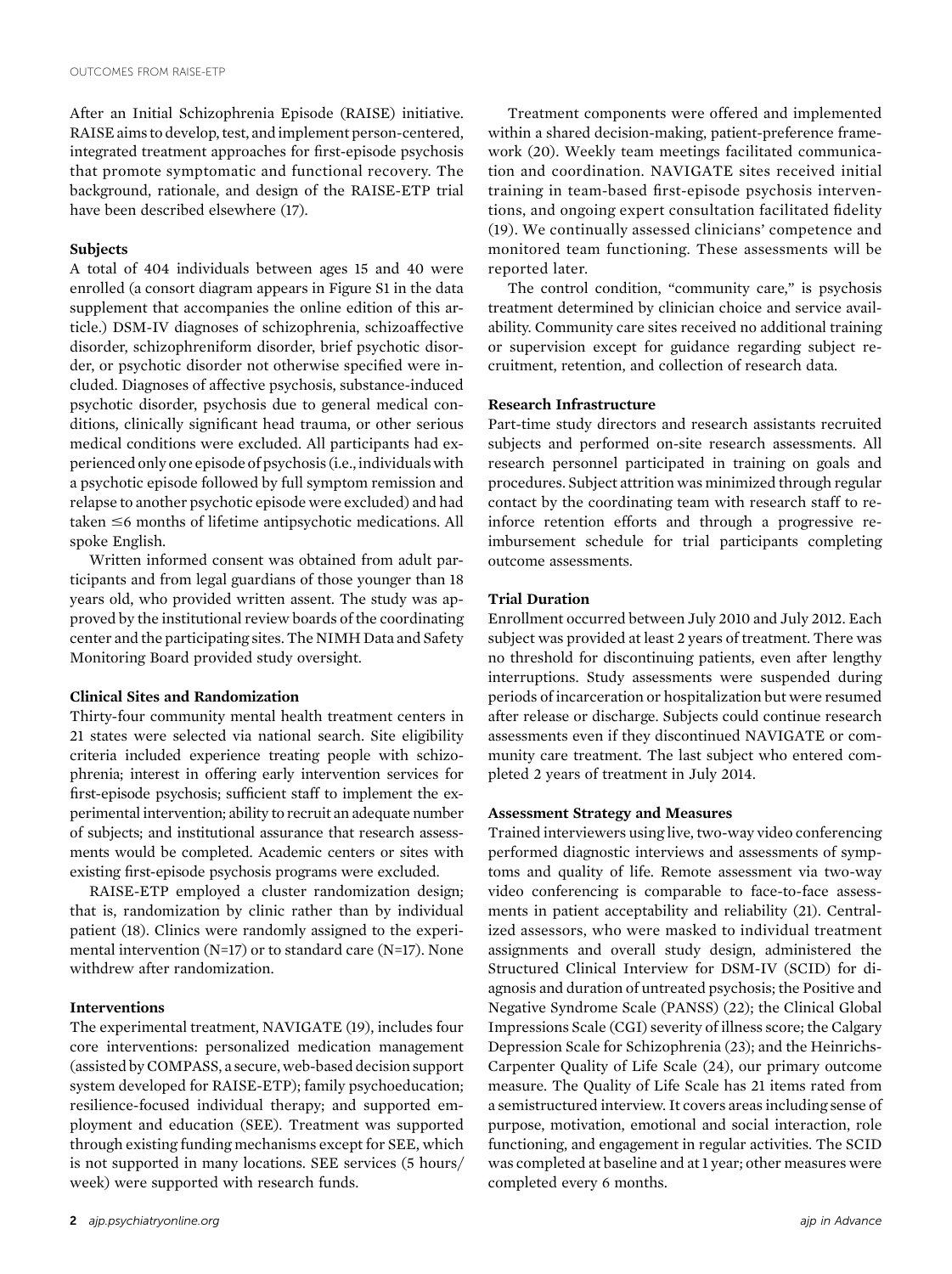After an Initial Schizophrenia Episode (RAISE) initiative. RAISE aims to develop, test, and implement person-centered, integrated treatment approaches for first-episode psychosis that promote symptomatic and functional recovery. The background, rationale, and design of the RAISE-ETP trial have been described elsewhere (17).

### Subjects

A total of 404 individuals between ages 15 and 40 were enrolled (a consort diagram appears in Figure S1 in the data supplement that accompanies the online edition of this article.) DSM-IV diagnoses of schizophrenia, schizoaffective disorder, schizophreniform disorder, brief psychotic disorder, or psychotic disorder not otherwise specified were included. Diagnoses of affective psychosis, substance-induced psychotic disorder, psychosis due to general medical conditions, clinically significant head trauma, or other serious medical conditions were excluded. All participants had experienced only one episode of psychosis (i.e., individuals with a psychotic episode followed by full symptom remission and relapse to another psychotic episode were excluded) and had taken ≤6 months of lifetime antipsychotic medications. All spoke English.

Written informed consent was obtained from adult participants and from legal guardians of those younger than 18 years old, who provided written assent. The study was approved by the institutional review boards of the coordinating center and the participating sites. The NIMH Data and Safety Monitoring Board provided study oversight.

### Clinical Sites and Randomization

Thirty-four community mental health treatment centers in 21 states were selected via national search. Site eligibility criteria included experience treating people with schizophrenia; interest in offering early intervention services for first-episode psychosis; sufficient staff to implement the experimental intervention; ability to recruit an adequate number of subjects; and institutional assurance that research assessments would be completed. Academic centers or sites with existing first-episode psychosis programs were excluded.

RAISE-ETP employed a cluster randomization design; that is, randomization by clinic rather than by individual patient (18). Clinics were randomly assigned to the experimental intervention (N=17) or to standard care (N=17). None withdrew after randomization.

### Interventions

The experimental treatment, NAVIGATE (19), includes four core interventions: personalized medication management (assisted by COMPASS, a secure, web-based decision support system developed for RAISE-ETP); family psychoeducation; resilience-focused individual therapy; and supported employment and education (SEE). Treatment was supported through existing funding mechanisms except for SEE, which is not supported in many locations. SEE services (5 hours/week) were supported with research funds.

Treatment components were offered and implemented within a shared decision-making, patient-preference framework (20). Weekly team meetings facilitated communication and coordination. NAVIGATE sites received initial training in team-based first-episode psychosis interventions, and ongoing expert consultation facilitated fidelity (19). We continually assessed clinicians' competence and monitored team functioning. These assessments will be reported later.

The control condition, "community care," is psychosis treatment determined by clinician choice and service availability. Community care sites received no additional training or supervision except for guidance regarding subject recruitment, retention, and collection of research data.

### Research Infrastructure

Part-time study directors and research assistants recruited subjects and performed on-site research assessments. All research personnel participated in training on goals and procedures. Subject attrition was minimized through regular contact by the coordinating team with research staff to reinforce retention efforts and through a progressive reimbursement schedule for trial participants completing outcome assessments.

### Trial Duration

Enrollment occurred between July 2010 and July 2012. Each subject was provided at least 2 years of treatment. There was no threshold for discontinuing patients, even after lengthy interruptions. Study assessments were suspended during periods of incarceration or hospitalization but were resumed after release or discharge. Subjects could continue research assessments even if they discontinued NAVIGATE or community care treatment. The last subject who entered completed 2 years of treatment in July 2014.

### Assessment Strategy and Measures

Trained interviewers using live, two-way video conferencing performed diagnostic interviews and assessments of symptoms and quality of life. Remote assessment via two-way video conferencing is comparable to face-to-face assessments in patient acceptability and reliability (21). Centralized assessors, who were masked to individual treatment assignments and overall study design, administered the Structured Clinical Interview for DSM-IV (SCID) for diagnosis and duration of untreated psychosis; the Positive and Negative Syndrome Scale (PANSS) (22); the Clinical Global Impressions Scale (CGI) severity of illness score; the Calgary Depression Scale for Schizophrenia (23); and the Heinrichs-Carpenter Quality of Life Scale (24), our primary outcome measure. The Quality of Life Scale has 21 items rated from a semistructured interview. It covers areas including sense of purpose, motivation, emotional and social interaction, role functioning, and engagement in regular activities. The SCID was completed at baseline and at 1 year; other measures were completed every 6 months.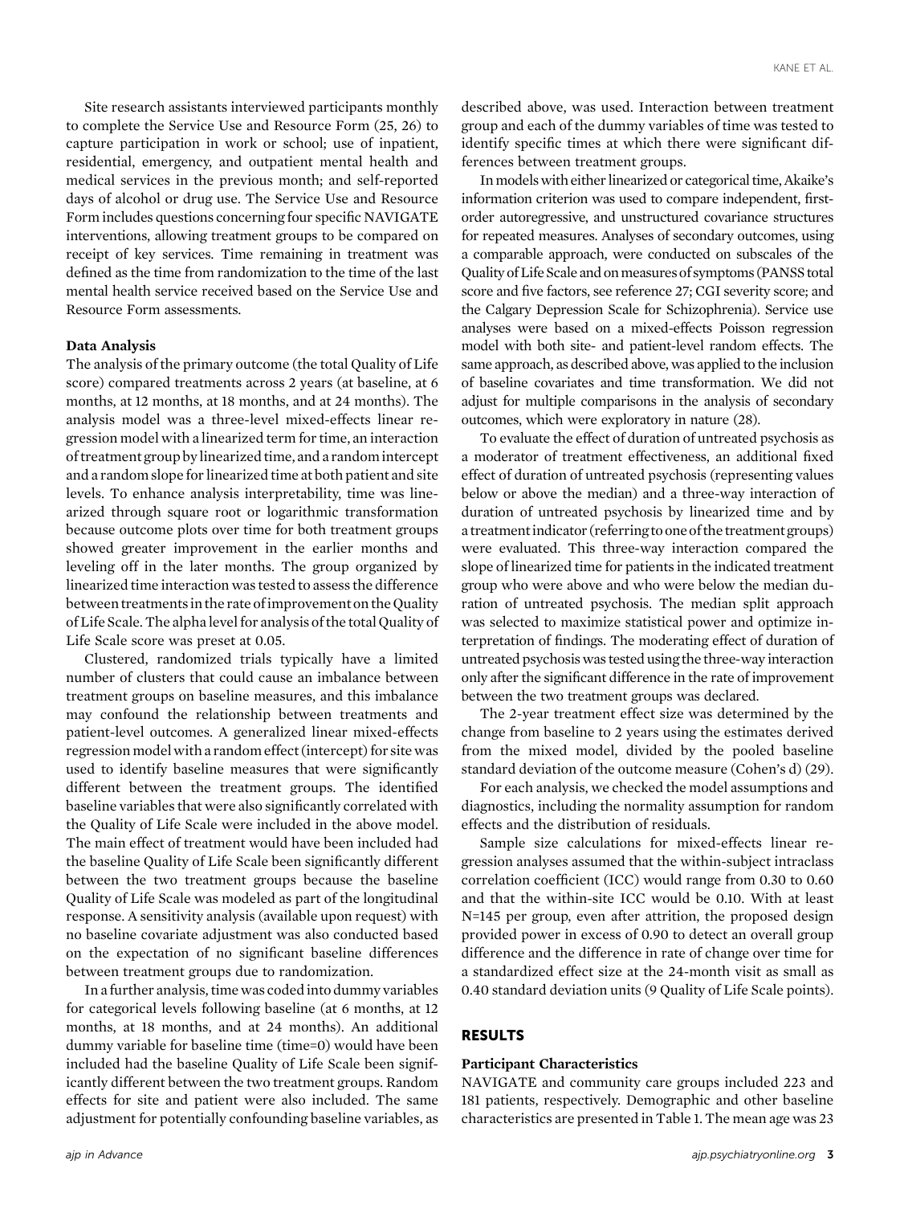Site research assistants interviewed participants monthly to complete the Service Use and Resource Form (25, 26) to capture participation in work or school; use of inpatient, residential, emergency, and outpatient mental health and medical services in the previous month; and self-reported days of alcohol or drug use. The Service Use and Resource Form includes questions concerning four specific NAVIGATE interventions, allowing treatment groups to be compared on receipt of key services. Time remaining in treatment was defined as the time from randomization to the time of the last mental health service received based on the Service Use and Resource Form assessments.

### Data Analysis

The analysis of the primary outcome (the total Quality of Life score) compared treatments across 2 years (at baseline, at 6 months, at 12 months, at 18 months, and at 24 months). The analysis model was a three-level mixed-effects linear regression model with a linearized term for time, an interaction of treatment group by linearized time, and a random intercept and a random slope for linearized time at both patient and site levels. To enhance analysis interpretability, time was linearized through square root or logarithmic transformation because outcome plots over time for both treatment groups showed greater improvement in the earlier months and leveling off in the later months. The group organized by linearized time interaction was tested to assess the difference between treatments in the rate of improvement on the Quality of Life Scale. The alpha level for analysis of the total Quality of Life Scale score was preset at 0.05.

Clustered, randomized trials typically have a limited number of clusters that could cause an imbalance between treatment groups on baseline measures, and this imbalance may confound the relationship between treatments and patient-level outcomes. A generalized linear mixed-effects regression model with a random effect (intercept) for site was used to identify baseline measures that were significantly different between the treatment groups. The identified baseline variables that were also significantly correlated with the Quality of Life Scale were included in the above model. The main effect of treatment would have been included had the baseline Quality of Life Scale been significantly different between the two treatment groups because the baseline Quality of Life Scale was modeled as part of the longitudinal response. A sensitivity analysis (available upon request) with no baseline covariate adjustment was also conducted based on the expectation of no significant baseline differences between treatment groups due to randomization.

In a further analysis, time was coded into dummy variables for categorical levels following baseline (at 6 months, at 12 months, at 18 months, and at 24 months). An additional dummy variable for baseline time (time=0) would have been included had the baseline Quality of Life Scale been significantly different between the two treatment groups. Random effects for site and patient were also included. The same adjustment for potentially confounding baseline variables, as described above, was used. Interaction between treatment group and each of the dummy variables of time was tested to identify specific times at which there were significant differences between treatment groups.

In models with either linearized or categorical time, Akaike's information criterion was used to compare independent, first-order autoregressive, and unstructured covariance structures for repeated measures. Analyses of secondary outcomes, using a comparable approach, were conducted on subscales of the Quality of Life Scale and on measures of symptoms (PANSS total score and five factors, see reference 27; CGI severity score; and the Calgary Depression Scale for Schizophrenia). Service use analyses were based on a mixed-effects Poisson regression model with both site- and patient-level random effects. The same approach, as described above, was applied to the inclusion of baseline covariates and time transformation. We did not adjust for multiple comparisons in the analysis of secondary outcomes, which were exploratory in nature (28).

To evaluate the effect of duration of untreated psychosis as a moderator of treatment effectiveness, an additional fixed effect of duration of untreated psychosis (representing values below or above the median) and a three-way interaction of duration of untreated psychosis by linearized time and by a treatment indicator (referring to one of the treatment groups) were evaluated. This three-way interaction compared the slope of linearized time for patients in the indicated treatment group who were above and who were below the median duration of untreated psychosis. The median split approach was selected to maximize statistical power and optimize interpretation of findings. The moderating effect of duration of untreated psychosis was tested using the three-way interaction only after the significant difference in the rate of improvement between the two treatment groups was declared.

The 2-year treatment effect size was determined by the change from baseline to 2 years using the estimates derived from the mixed model, divided by the pooled baseline standard deviation of the outcome measure (Cohen's d) (29).

For each analysis, we checked the model assumptions and diagnostics, including the normality assumption for random effects and the distribution of residuals.

Sample size calculations for mixed-effects linear regression analyses assumed that the within-subject intraclass correlation coefficient (ICC) would range from 0.30 to 0.60 and that the within-site ICC would be 0.10. With at least N=145 per group, even after attrition, the proposed design provided power in excess of 0.90 to detect an overall group difference and the difference in rate of change over time for a standardized effect size at the 24-month visit as small as 0.40 standard deviation units (9 Quality of Life Scale points).

## RESULTS

### Participant Characteristics

NAVIGATE and community care groups included 223 and 181 patients, respectively. Demographic and other baseline characteristics are presented in Table 1. The mean age was 23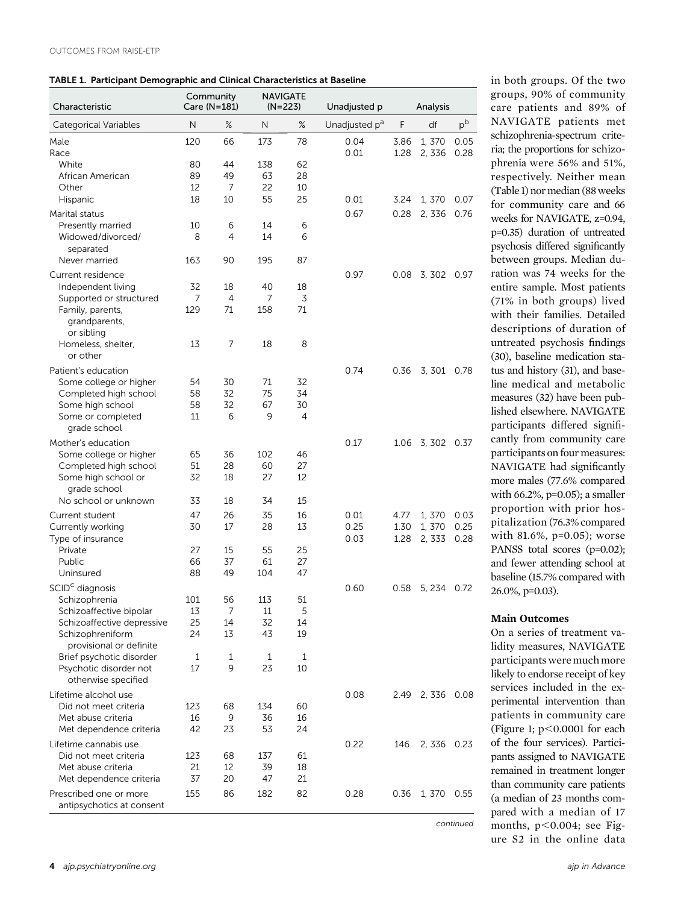**TABLE 1. Participant Demographic and Clinical Characteristics at Baseline**

| Characteristic | Community Care (N=181) | | NAVIGATE (N=223) | | Unadjusted p | Analysis | | |
|---|---|---|---|---|---|---|---|---|
| Categorical Variables | N | % | N | % | Unadjusted p[a] | F | df | p[b] |
| Male | 120 | 66 | 173 | 78 | 0.04 | 3.86 | 1, 370 | 0.05 |
| Race | | | | | 0.01 | 1.28 | 2, 336 | 0.28 |
| White | 80 | 44 | 138 | 62 | | | | |
| African American | 89 | 49 | 63 | 28 | | | | |
| Other | 12 | 7 | 22 | 10 | | | | |
| Hispanic | 18 | 10 | 55 | 25 | 0.01 | 3.24 | 1, 370 | 0.07 |
| Marital status | | | | | 0.67 | 0.28 | 2, 336 | 0.76 |
| Presently married | 10 | 6 | 14 | 6 | | | | |
| Widowed/divorced/ separated | 8 | 4 | 14 | 6 | | | | |
| Never married | 163 | 90 | 195 | 87 | | | | |
| Current residence | | | | | 0.97 | 0.08 | 3, 302 | 0.97 |
| Independent living | 32 | 18 | 40 | 18 | | | | |
| Supported or structured | 7 | 4 | 7 | 3 | | | | |
| Family, parents, grandparents, or sibling | 129 | 71 | 158 | 71 | | | | |
| Homeless, shelter, or other | 13 | 7 | 18 | 8 | | | | |
| Patient's education | | | | | 0.74 | 0.36 | 3, 301 | 0.78 |
| Some college or higher | 54 | 30 | 71 | 32 | | | | |
| Completed high school | 58 | 32 | 75 | 34 | | | | |
| Some high school | 58 | 32 | 67 | 30 | | | | |
| Some or completed grade school | 11 | 6 | 9 | 4 | | | | |
| Mother's education | | | | | 0.17 | 1.06 | 3, 302 | 0.37 |
| Some college or higher | 65 | 36 | 102 | 46 | | | | |
| Completed high school | 51 | 28 | 60 | 27 | | | | |
| Some high school or grade school | 32 | 18 | 27 | 12 | | | | |
| No school or unknown | 33 | 18 | 34 | 15 | | | | |
| Current student | 47 | 26 | 35 | 16 | 0.01 | 4.77 | 1, 370 | 0.03 |
| Currently working | 30 | 17 | 28 | 13 | 0.25 | 1.30 | 1, 370 | 0.25 |
| Type of insurance | | | | | 0.03 | 1.28 | 2, 333 | 0.28 |
| Private | 27 | 15 | 55 | 25 | | | | |
| Public | 66 | 37 | 61 | 27 | | | | |
| Uninsured | 88 | 49 | 104 | 47 | | | | |
| SCID[c] diagnosis | | | | | 0.60 | 0.58 | 5, 234 | 0.72 |
| Schizophrenia | 101 | 56 | 113 | 51 | | | | |
| Schizoaffective bipolar | 13 | 7 | 11 | 5 | | | | |
| Schizoaffective depressive | 25 | 14 | 32 | 14 | | | | |
| Schizophreniform provisional or definite | 24 | 13 | 43 | 19 | | | | |
| Brief psychotic disorder | 1 | 1 | 1 | 1 | | | | |
| Psychotic disorder not otherwise specified | 17 | 9 | 23 | 10 | | | | |
| Lifetime alcohol use | | | | | 0.08 | 2.49 | 2, 336 | 0.08 |
| Did not meet criteria | 123 | 68 | 134 | 60 | | | | |
| Met abuse criteria | 16 | 9 | 36 | 16 | | | | |
| Met dependence criteria | 42 | 23 | 53 | 24 | | | | |
| Lifetime cannabis use | | | | | 0.22 | 146 | 2, 336 | 0.23 |
| Did not meet criteria | 123 | 68 | 137 | 61 | | | | |
| Met abuse criteria | 21 | 12 | 39 | 18 | | | | |
| Met dependence criteria | 37 | 20 | 47 | 21 | | | | |
| Prescribed one or more antipsychotics at consent | 155 | 86 | 182 | 82 | 0.28 | 0.36 | 1, 370 | 0.55 |

*continued*

in both groups. Of the two groups, 90% of community care patients and 89% of NAVIGATE patients met schizophrenia-spectrum criteria; the proportions for schizophrenia were 56% and 51%, respectively. Neither mean (Table 1) nor median (88 weeks for community care and 66 weeks for NAVIGATE, z=0.94, p=0.35) duration of untreated psychosis differed significantly between groups. Median duration was 74 weeks for the entire sample. Most patients (71% in both groups) lived with their families. Detailed descriptions of duration of untreated psychosis findings (30), baseline medication status and history (31), and baseline medical and metabolic measures (32) have been published elsewhere. NAVIGATE participants differed significantly from community care participants on four measures: NAVIGATE had significantly more males (77.6% compared with 66.2%, p=0.05); a smaller proportion with prior hospitalization (76.3% compared with 81.6%, p=0.05); worse PANSS total scores (p=0.02); and fewer attending school at baseline (15.7% compared with 26.0%, p=0.03).

## Main Outcomes

On a series of treatment validity measures, NAVIGATE participants were much more likely to endorse receipt of key services included in the experimental intervention than patients in community care (Figure 1; $p<0.0001$ for each of the four services). Participants assigned to NAVIGATE remained in treatment longer than community care patients (a median of 23 months compared with a median of 17 months, $p<0.004$; see Figure S2 in the online data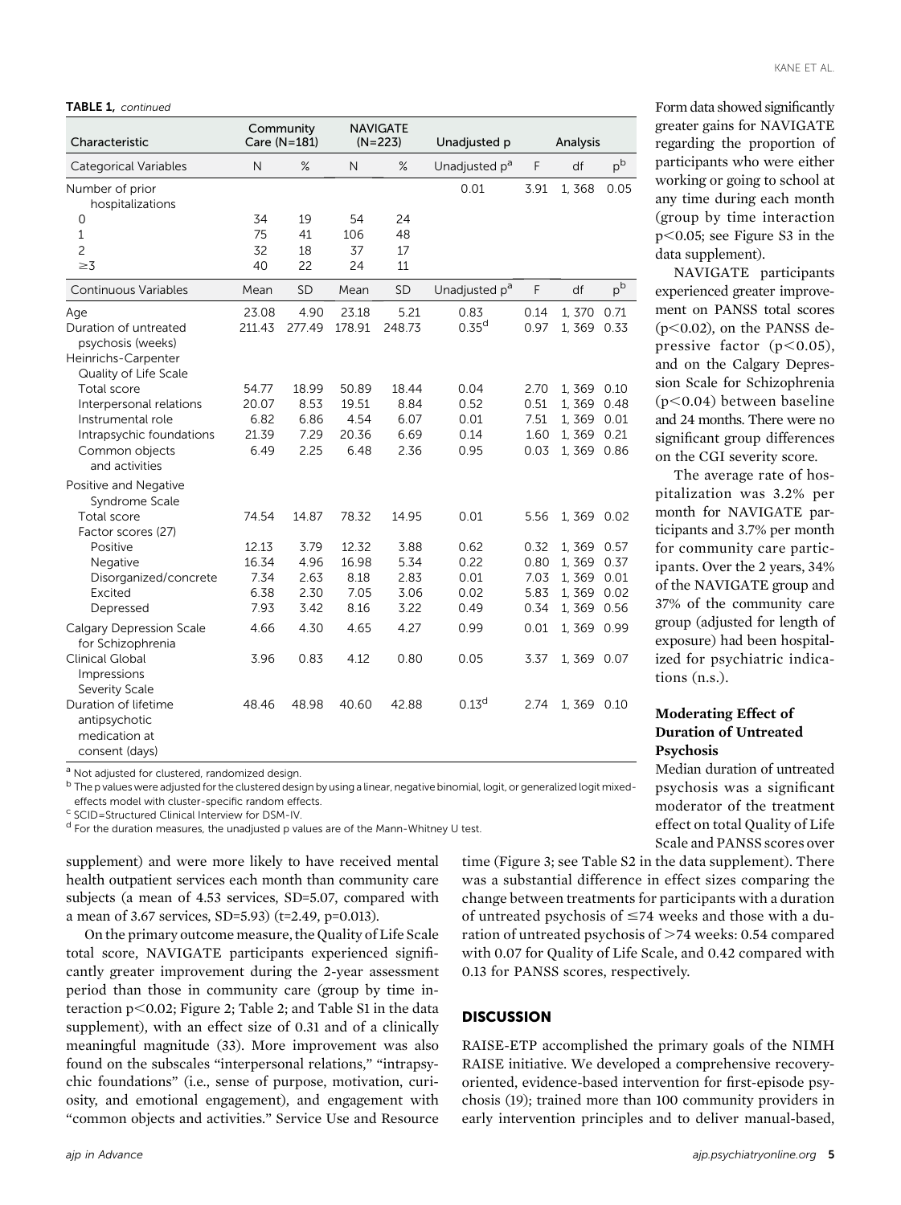**TABLE 1, continued**

| Characteristic | Community Care (N=181) | | NAVIGATE (N=223) | | Unadjusted p | Analysis | | |
|---|---|---|---|---|---|---|---|---|
| Categorical Variables | N | % | N | % | Unadjusted p[a] | F | df | p[b] |
| Number of prior hospitalizations | | | | | 0.01 | 3.91 | 1, 368 | 0.05 |
| 0 | 34 | 19 | 54 | 24 | | | | |
| 1 | 75 | 41 | 106 | 48 | | | | |
| 2 | 32 | 18 | 37 | 17 | | | | |
| ≥3 | 40 | 22 | 24 | 11 | | | | |
| Continuous Variables | Mean | SD | Mean | SD | Unadjusted p[a] | F | df | p[b] |
| Age | 23.08 | 4.90 | 23.18 | 5.21 | 0.83 | 0.14 | 1, 370 | 0.71 |
| Duration of untreated psychosis (weeks) | 211.43 | 277.49 | 178.91 | 248.73 | 0.35[d] | 0.97 | 1, 369 | 0.33 |
| Heinrichs-Carpenter Quality of Life Scale | | | | | | | | |
| Total score | 54.77 | 18.99 | 50.89 | 18.44 | 0.04 | 2.70 | 1, 369 | 0.10 |
| Interpersonal relations | 20.07 | 8.53 | 19.51 | 8.84 | 0.52 | 0.51 | 1, 369 | 0.48 |
| Instrumental role | 6.82 | 6.86 | 4.54 | 6.07 | 0.01 | 7.51 | 1, 369 | 0.01 |
| Intrapsychic foundations | 21.39 | 7.29 | 20.36 | 6.69 | 0.14 | 1.60 | 1, 369 | 0.21 |
| Common objects and activities | 6.49 | 2.25 | 6.48 | 2.36 | 0.95 | 0.03 | 1, 369 | 0.86 |
| Positive and Negative Syndrome Scale | | | | | | | | |
| Total score | 74.54 | 14.87 | 78.32 | 14.95 | 0.01 | 5.56 | 1, 369 | 0.02 |
| Factor scores (27) | | | | | | | | |
| Positive | 12.13 | 3.79 | 12.32 | 3.88 | 0.62 | 0.32 | 1, 369 | 0.57 |
| Negative | 16.34 | 4.96 | 16.98 | 5.34 | 0.22 | 0.80 | 1, 369 | 0.37 |
| Disorganized/concrete | 7.34 | 2.63 | 8.18 | 2.83 | 0.01 | 7.03 | 1, 369 | 0.01 |
| Excited | 6.38 | 2.30 | 7.05 | 3.06 | 0.02 | 5.83 | 1, 369 | 0.02 |
| Depressed | 7.93 | 3.42 | 8.16 | 3.22 | 0.49 | 0.34 | 1, 369 | 0.56 |
| Calgary Depression Scale for Schizophrenia | 4.66 | 4.30 | 4.65 | 4.27 | 0.99 | 0.01 | 1, 369 | 0.99 |
| Clinical Global Impressions Severity Scale | 3.96 | 0.83 | 4.12 | 0.80 | 0.05 | 3.37 | 1, 369 | 0.07 |
| Duration of lifetime antipsychotic medication at consent (days) | 48.46 | 48.98 | 40.60 | 42.88 | 0.13[d] | 2.74 | 1, 369 | 0.10 |

[a] Not adjusted for clustered, randomized design.
[b] The p values were adjusted for the clustered design by using a linear, negative binomial, logit, or generalized logit mixed-effects model with cluster-specific random effects.
[c] SCID=Structured Clinical Interview for DSM-IV.
[d] For the duration measures, the unadjusted p values are of the Mann-Whitney U test.

supplement) and were more likely to have received mental health outpatient services each month than community care subjects (a mean of 4.53 services, SD=5.07, compared with a mean of 3.67 services, SD=5.93) (t=2.49, p=0.013).

On the primary outcome measure, the Quality of Life Scale total score, NAVIGATE participants experienced significantly greater improvement during the 2-year assessment period than those in community care (group by time interaction $p<0.02$; Figure 2; Table 2; and Table S1 in the data supplement), with an effect size of 0.31 and of a clinically meaningful magnitude (33). More improvement was also found on the subscales "interpersonal relations," "intrapsychic foundations" (i.e., sense of purpose, motivation, curiosity, and emotional engagement), and engagement with "common objects and activities." Service Use and Resource Form data showed significantly greater gains for NAVIGATE regarding the proportion of participants who were either working or going to school at any time during each month (group by time interaction $p<0.05$; see Figure S3 in the data supplement).

NAVIGATE participants experienced greater improvement on PANSS total scores ($p<0.02$), on the PANSS depressive factor ($p<0.05$), and on the Calgary Depression Scale for Schizophrenia ($p<0.04$) between baseline and 24 months. There were no significant group differences on the CGI severity score.

The average rate of hospitalization was 3.2% per month for NAVIGATE participants and 3.7% per month for community care participants. Over the 2 years, 34% of the NAVIGATE group and 37% of the community care group (adjusted for length of exposure) had been hospitalized for psychiatric indications (n.s.).

### Moderating Effect of Duration of Untreated Psychosis

Median duration of untreated psychosis was a significant moderator of the treatment effect on total Quality of Life Scale and PANSS scores over time (Figure 3; see Table S2 in the data supplement). There was a substantial difference in effect sizes comparing the change between treatments for participants with a duration of untreated psychosis of ≤74 weeks and those with a duration of untreated psychosis of >74 weeks: 0.54 compared with 0.07 for Quality of Life Scale, and 0.42 compared with 0.13 for PANSS scores, respectively.

## DISCUSSION

RAISE-ETP accomplished the primary goals of the NIMH RAISE initiative. We developed a comprehensive recovery-oriented, evidence-based intervention for first-episode psychosis (19); trained more than 100 community providers in early intervention principles and to deliver manual-based,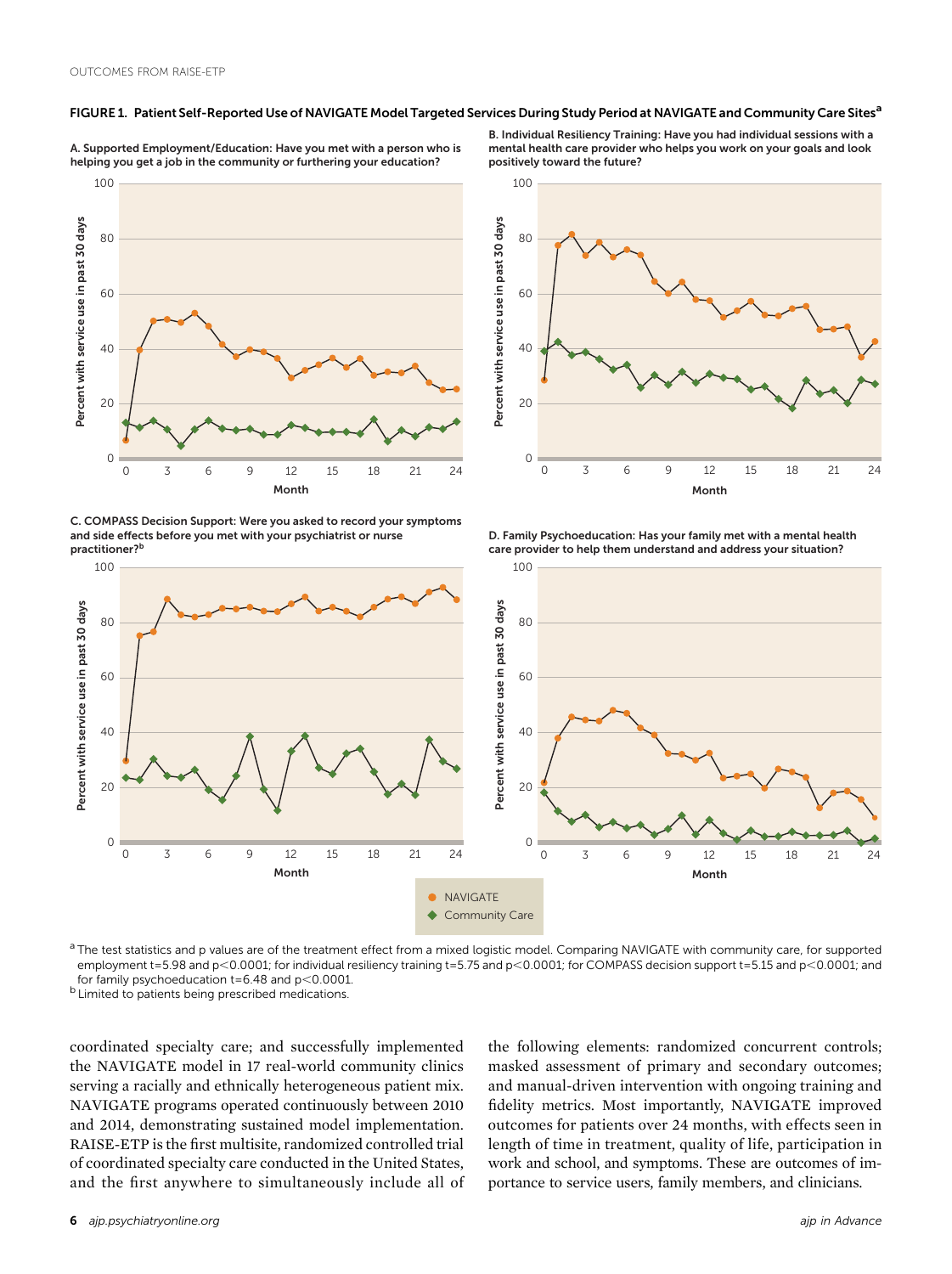**FIGURE 1. Patient Self-Reported Use of NAVIGATE Model Targeted Services During Study Period at NAVIGATE and Community Care Sites[a]**

A. Supported Employment/Education: Have you met with a person who is helping you get a job in the community or furthering your education?

B. Individual Resiliency Training: Have you had individual sessions with a mental health care provider who helps you work on your goals and look positively toward the future?

C. COMPASS Decision Support: Were you asked to record your symptoms and side effects before you met with your psychiatrist or nurse practitioner?[b]

D. Family Psychoeducation: Has your family met with a mental health care provider to help them understand and address your situation?

[a] The test statistics and p values are of the treatment effect from a mixed logistic model. Comparing NAVIGATE with community care, for supported employment t=5.98 and p<0.0001; for individual resiliency training t=5.75 and p<0.0001; for COMPASS decision support t=5.15 and p<0.0001; and for family psychoeducation t=6.48 and p<0.0001.

[b] Limited to patients being prescribed medications.

coordinated specialty care; and successfully implemented the NAVIGATE model in 17 real-world community clinics serving a racially and ethnically heterogeneous patient mix. NAVIGATE programs operated continuously between 2010 and 2014, demonstrating sustained model implementation. RAISE-ETP is the first multisite, randomized controlled trial of coordinated specialty care conducted in the United States, and the first anywhere to simultaneously include all of the following elements: randomized concurrent controls; masked assessment of primary and secondary outcomes; and manual-driven intervention with ongoing training and fidelity metrics. Most importantly, NAVIGATE improved outcomes for patients over 24 months, with effects seen in length of time in treatment, quality of life, participation in work and school, and symptoms. These are outcomes of importance to service users, family members, and clinicians.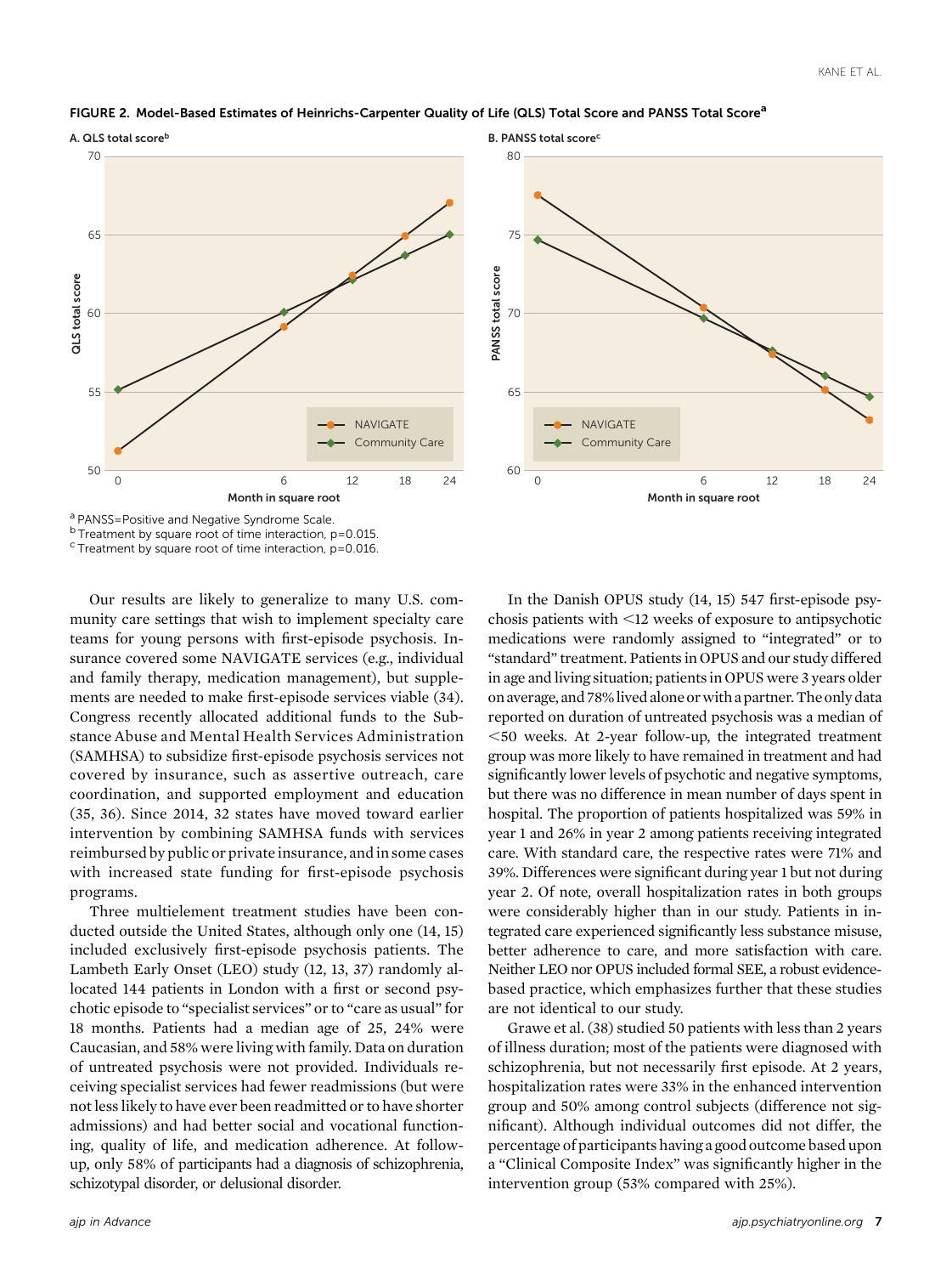FIGURE 2. Model-Based Estimates of Heinrichs-Carpenter Quality of Life (QLS) Total Score and PANSS Total Score[a]

A. QLS total score[b]

B. PANSS total score[c]

[a] PANSS=Positive and Negative Syndrome Scale.
[b] Treatment by square root of time interaction, $p=0.015$.
[c] Treatment by square root of time interaction, $p=0.016$.

Our results are likely to generalize to many U.S. community care settings that wish to implement specialty care teams for young persons with first-episode psychosis. Insurance covered some NAVIGATE services (e.g., individual and family therapy, medication management), but supplements are needed to make first-episode services viable (34). Congress recently allocated additional funds to the Substance Abuse and Mental Health Services Administration (SAMHSA) to subsidize first-episode psychosis services not covered by insurance, such as assertive outreach, care coordination, and supported employment and education (35, 36). Since 2014, 32 states have moved toward earlier intervention by combining SAMHSA funds with services reimbursed by public or private insurance, and in some cases with increased state funding for first-episode psychosis programs.

Three multielement treatment studies have been conducted outside the United States, although only one (14, 15) included exclusively first-episode psychosis patients. The Lambeth Early Onset (LEO) study (12, 13, 37) randomly allocated 144 patients in London with a first or second psychotic episode to "specialist services" or to "care as usual" for 18 months. Patients had a median age of 25, 24% were Caucasian, and 58% were living with family. Data on duration of untreated psychosis were not provided. Individuals receiving specialist services had fewer readmissions (but were not less likely to have ever been readmitted or to have shorter admissions) and had better social and vocational functioning, quality of life, and medication adherence. At follow-up, only 58% of participants had a diagnosis of schizophrenia, schizotypal disorder, or delusional disorder.

In the Danish OPUS study (14, 15) 547 first-episode psychosis patients with <12 weeks of exposure to antipsychotic medications were randomly assigned to "integrated" or to "standard" treatment. Patients in OPUS and our study differed in age and living situation; patients in OPUS were 3 years older on average, and 78% lived alone or with a partner. The only data reported on duration of untreated psychosis was a median of <50 weeks. At 2-year follow-up, the integrated treatment group was more likely to have remained in treatment and had significantly lower levels of psychotic and negative symptoms, but there was no difference in mean number of days spent in hospital. The proportion of patients hospitalized was 59% in year 1 and 26% in year 2 among patients receiving integrated care. With standard care, the respective rates were 71% and 39%. Differences were significant during year 1 but not during year 2. Of note, overall hospitalization rates in both groups were considerably higher than in our study. Patients in integrated care experienced significantly less substance misuse, better adherence to care, and more satisfaction with care. Neither LEO nor OPUS included formal SEE, a robust evidence-based practice, which emphasizes further that these studies are not identical to our study.

Grawe et al. (38) studied 50 patients with less than 2 years of illness duration; most of the patients were diagnosed with schizophrenia, but not necessarily first episode. At 2 years, hospitalization rates were 33% in the enhanced intervention group and 50% among control subjects (difference not significant). Although individual outcomes did not differ, the percentage of participants having a good outcome based upon a "Clinical Composite Index" was significantly higher in the intervention group (53% compared with 25%).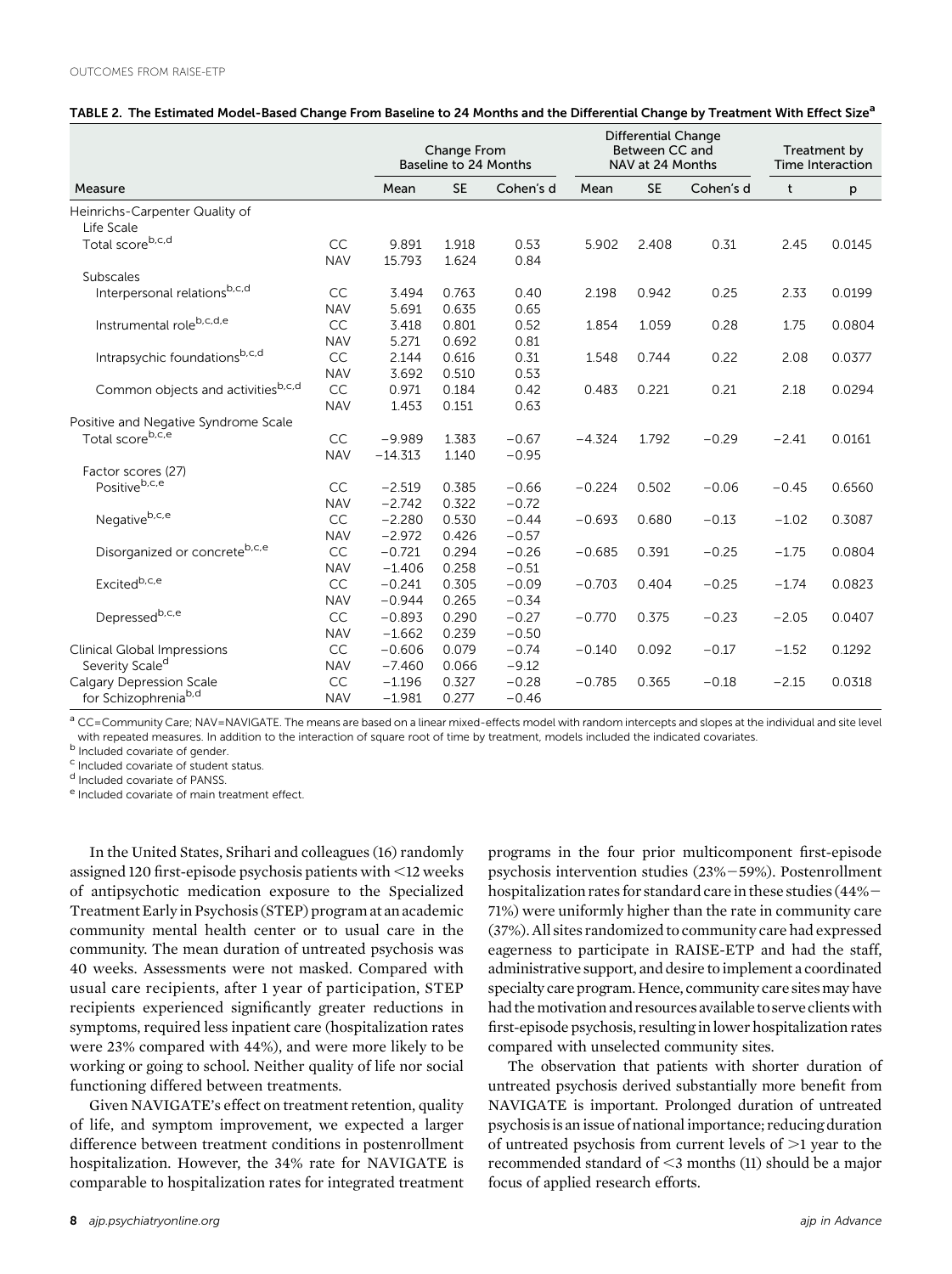TABLE 2. The Estimated Model-Based Change From Baseline to 24 Months and the Differential Change by Treatment With Effect Size[a]

| Measure | | Change From Baseline to 24 Months | | | Differential Change Between CC and NAV at 24 Months | | | Treatment by Time Interaction | |
|---|---|---|---|---|---|---|---|---|---|
| | | Mean | SE | Cohen's d | Mean | SE | Cohen's d | t | p |
| Heinrichs-Carpenter Quality of Life Scale | | | | | | | | | |
| Total score[b,c,d] | CC | 9.891 | 1.918 | 0.53 | 5.902 | 2.408 | 0.31 | 2.45 | 0.0145 |
| | NAV | 15.793 | 1.624 | 0.84 | | | | | |
| Subscales | | | | | | | | | |
| Interpersonal relations[b,c,d] | CC | 3.494 | 0.763 | 0.40 | 2.198 | 0.942 | 0.25 | 2.33 | 0.0199 |
| | NAV | 5.691 | 0.635 | 0.65 | | | | | |
| Instrumental role[b,c,d,e] | CC | 3.418 | 0.801 | 0.52 | 1.854 | 1.059 | 0.28 | 1.75 | 0.0804 |
| | NAV | 5.271 | 0.692 | 0.81 | | | | | |
| Intrapsychic foundations[b,c,d] | CC | 2.144 | 0.616 | 0.31 | 1.548 | 0.744 | 0.22 | 2.08 | 0.0377 |
| | NAV | 3.692 | 0.510 | 0.53 | | | | | |
| Common objects and activities[b,c,d] | CC | 0.971 | 0.184 | 0.42 | 0.483 | 0.221 | 0.21 | 2.18 | 0.0294 |
| | NAV | 1.453 | 0.151 | 0.63 | | | | | |
| Positive and Negative Syndrome Scale | | | | | | | | | |
| Total score[b,c,e] | CC | −9.989 | 1.383 | −0.67 | −4.324 | 1.792 | −0.29 | −2.41 | 0.0161 |
| | NAV | −14.313 | 1.140 | −0.95 | | | | | |
| Factor scores (27) | | | | | | | | | |
| Positive[b,c,e] | CC | −2.519 | 0.385 | −0.66 | −0.224 | 0.502 | −0.06 | −0.45 | 0.6560 |
| | NAV | −2.742 | 0.322 | −0.72 | | | | | |
| Negative[b,c,e] | CC | −2.280 | 0.530 | −0.44 | −0.693 | 0.680 | −0.13 | −1.02 | 0.3087 |
| | NAV | −2.972 | 0.426 | −0.57 | | | | | |
| Disorganized or concrete[b,c,e] | CC | −0.721 | 0.294 | −0.26 | −0.685 | 0.391 | −0.25 | −1.75 | 0.0804 |
| | NAV | −1.406 | 0.258 | −0.51 | | | | | |
| Excited[b,c,e] | CC | −0.241 | 0.305 | −0.09 | −0.703 | 0.404 | −0.25 | −1.74 | 0.0823 |
| | NAV | −0.944 | 0.265 | −0.34 | | | | | |
| Depressed[b,c,e] | CC | −0.893 | 0.290 | −0.27 | −0.770 | 0.375 | −0.23 | −2.05 | 0.0407 |
| | NAV | −1.662 | 0.239 | −0.50 | | | | | |
| Clinical Global Impressions Severity Scale[d] | CC | −0.606 | 0.079 | −0.74 | −0.140 | 0.092 | −0.17 | −1.52 | 0.1292 |
| | NAV | −7.460 | 0.066 | −9.12 | | | | | |
| Calgary Depression Scale for Schizophrenia[b,d] | CC | −1.196 | 0.327 | −0.28 | −0.785 | 0.365 | −0.18 | −2.15 | 0.0318 |
| | NAV | −1.981 | 0.277 | −0.46 | | | | | |

[a] CC=Community Care; NAV=NAVIGATE. The means are based on a linear mixed-effects model with random intercepts and slopes at the individual and site level with repeated measures. In addition to the interaction of square root of time by treatment, models included the indicated covariates.
[b] Included covariate of gender.
[c] Included covariate of student status.
[d] Included covariate of PANSS.
[e] Included covariate of main treatment effect.

In the United States, Srihari and colleagues (16) randomly assigned 120 first-episode psychosis patients with <12 weeks of antipsychotic medication exposure to the Specialized Treatment Early in Psychosis (STEP) program at an academic community mental health center or to usual care in the community. The mean duration of untreated psychosis was 40 weeks. Assessments were not masked. Compared with usual care recipients, after 1 year of participation, STEP recipients experienced significantly greater reductions in symptoms, required less inpatient care (hospitalization rates were 23% compared with 44%), and were more likely to be working or going to school. Neither quality of life nor social functioning differed between treatments.

Given NAVIGATE's effect on treatment retention, quality of life, and symptom improvement, we expected a larger difference between treatment conditions in postenrollment hospitalization. However, the 34% rate for NAVIGATE is comparable to hospitalization rates for integrated treatment programs in the four prior multicomponent first-episode psychosis intervention studies (23%−59%). Postenrollment hospitalization rates for standard care in these studies (44%−71%) were uniformly higher than the rate in community care (37%). All sites randomized to community care had expressed eagerness to participate in RAISE-ETP and had the staff, administrative support, and desire to implement a coordinated specialty care program. Hence, community care sites may have had the motivation and resources available to serve clients with first-episode psychosis, resulting in lower hospitalization rates compared with unselected community sites.

The observation that patients with shorter duration of untreated psychosis derived substantially more benefit from NAVIGATE is important. Prolonged duration of untreated psychosis is an issue of national importance; reducing duration of untreated psychosis from current levels of >1 year to the recommended standard of <3 months (11) should be a major focus of applied research efforts.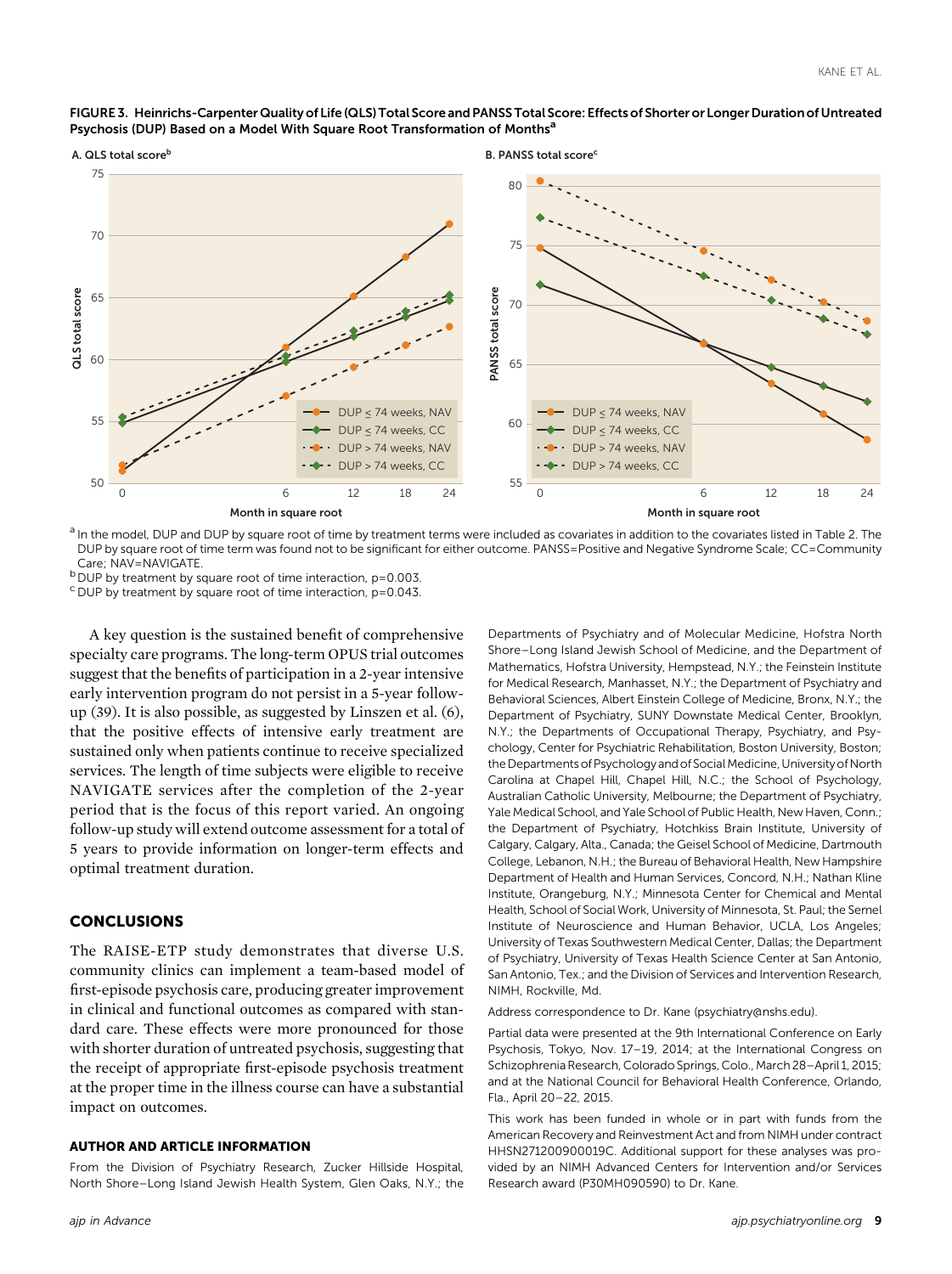**FIGURE 3. Heinrichs-Carpenter Quality of Life (QLS) Total Score and PANSS Total Score: Effects of Shorter or Longer Duration of Untreated Psychosis (DUP) Based on a Model With Square Root Transformation of Months[a]**

A. QLS total score[b]

B. PANSS total score[c]

[a] In the model, DUP and DUP by square root of time by treatment terms were included as covariates in addition to the covariates listed in Table 2. The DUP by square root of time term was found not to be significant for either outcome. PANSS=Positive and Negative Syndrome Scale; CC=Community Care; NAV=NAVIGATE.

[b] DUP by treatment by square root of time interaction, p=0.003.

[c] DUP by treatment by square root of time interaction, p=0.043.

A key question is the sustained benefit of comprehensive specialty care programs. The long-term OPUS trial outcomes suggest that the benefits of participation in a 2-year intensive early intervention program do not persist in a 5-year follow-up (39). It is also possible, as suggested by Linszen et al. (6), that the positive effects of intensive early treatment are sustained only when patients continue to receive specialized services. The length of time subjects were eligible to receive NAVIGATE services after the completion of the 2-year period that is the focus of this report varied. An ongoing follow-up study will extend outcome assessment for a total of 5 years to provide information on longer-term effects and optimal treatment duration.

## CONCLUSIONS

The RAISE-ETP study demonstrates that diverse U.S. community clinics can implement a team-based model of first-episode psychosis care, producing greater improvement in clinical and functional outcomes as compared with standard care. These effects were more pronounced for those with shorter duration of untreated psychosis, suggesting that the receipt of appropriate first-episode psychosis treatment at the proper time in the illness course can have a substantial impact on outcomes.

### AUTHOR AND ARTICLE INFORMATION

From the Division of Psychiatry Research, Zucker Hillside Hospital, North Shore–Long Island Jewish Health System, Glen Oaks, N.Y.; the Departments of Psychiatry and of Molecular Medicine, Hofstra North Shore–Long Island Jewish School of Medicine, and the Department of Mathematics, Hofstra University, Hempstead, N.Y.; the Feinstein Institute for Medical Research, Manhasset, N.Y.; the Department of Psychiatry and Behavioral Sciences, Albert Einstein College of Medicine, Bronx, N.Y.; the Department of Psychiatry, SUNY Downstate Medical Center, Brooklyn, N.Y.; the Departments of Occupational Therapy, Psychiatry, and Psychology, Center for Psychiatric Rehabilitation, Boston University, Boston; the Departments of Psychology and of Social Medicine, University of North Carolina at Chapel Hill, Chapel Hill, N.C.; the School of Psychology, Australian Catholic University, Melbourne; the Department of Psychiatry, Yale Medical School, and Yale School of Public Health, New Haven, Conn.; the Department of Psychiatry, Hotchkiss Brain Institute, University of Calgary, Calgary, Alta., Canada; the Geisel School of Medicine, Dartmouth College, Lebanon, N.H.; the Bureau of Behavioral Health, New Hampshire Department of Health and Human Services, Concord, N.H.; Nathan Kline Institute, Orangeburg, N.Y.; Minnesota Center for Chemical and Mental Health, School of Social Work, University of Minnesota, St. Paul; the Semel Institute of Neuroscience and Human Behavior, UCLA, Los Angeles; University of Texas Southwestern Medical Center, Dallas; the Department of Psychiatry, University of Texas Health Science Center at San Antonio, San Antonio, Tex.; and the Division of Services and Intervention Research, NIMH, Rockville, Md.

Address correspondence to Dr. Kane (psychiatry@nshs.edu).

Partial data were presented at the 9th International Conference on Early Psychosis, Tokyo, Nov. 17–19, 2014; at the International Congress on Schizophrenia Research, Colorado Springs, Colo., March 28–April 1, 2015; and at the National Council for Behavioral Health Conference, Orlando, Fla., April 20–22, 2015.

This work has been funded in whole or in part with funds from the American Recovery and Reinvestment Act and from NIMH under contract HHSN271200900019C. Additional support for these analyses was provided by an NIMH Advanced Centers for Intervention and/or Services Research award (P30MH090590) to Dr. Kane.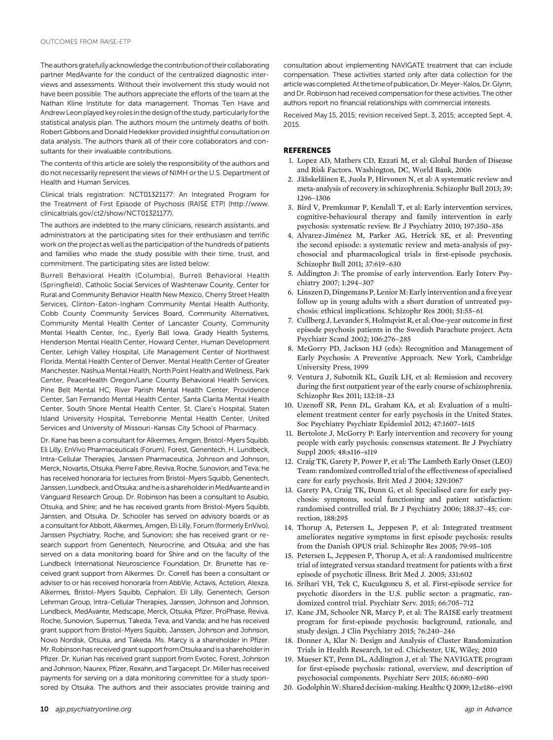The authors gratefully acknowledge the contribution of their collaborating partner MedAvante for the conduct of the centralized diagnostic interviews and assessments. Without their involvement this study would not have been possible. The authors appreciate the efforts of the team at the Nathan Kline Institute for data management. Thomas Ten Have and Andrew Leon played key roles in the design of the study, particularly for the statistical analysis plan. The authors mourn the untimely deaths of both. Robert Gibbons and Donald Hedekker provided insightful consultation on data analysis. The authors thank all of their core collaborators and consultants for their invaluable contributions.

The contents of this article are solely the responsibility of the authors and do not necessarily represent the views of NIMH or the U.S. Department of Health and Human Services.

Clinical trials registration: NCT01321177: An Integrated Program for the Treatment of First Episode of Psychosis (RAISE ETP) (http://www.clinicaltrials.gov/ct2/show/NCT01321177).

The authors are indebted to the many clinicians, research assistants, and administrators at the participating sites for their enthusiasm and terrific work on the project as well as the participation of the hundreds of patients and families who made the study possible with their time, trust, and commitment. The participating sites are listed below:

Burrell Behavioral Health (Columbia), Burrell Behavioral Health (Springfield), Catholic Social Services of Washtenaw County, Center for Rural and Community Behavior Health New Mexico, Cherry Street Health Services, Clinton-Eaton-Ingham Community Mental Health Authority, Cobb County Community Services Board, Community Alternatives, Community Mental Health Center of Lancaster County, Community Mental Health Center, Inc., Eyerly Ball Iowa, Grady Health Systems, Henderson Mental Health Center, Howard Center, Human Development Center, Lehigh Valley Hospital, Life Management Center of Northwest Florida, Mental Health Center of Denver, Mental Health Center of Greater Manchester, Nashua Mental Health, North Point Health and Wellness, Park Center, PeaceHealth Oregon/Lane County Behavioral Health Services, Pine Belt Mental HC, River Parish Mental Health Center, Providence Center, San Fernando Mental Health Center, Santa Clarita Mental Health Center, South Shore Mental Health Center, St. Clare's Hospital, Staten Island University Hospital, Terrebonne Mental Health Center, United Services and University of Missouri-Kansas City School of Pharmacy.

Dr. Kane has been a consultant for Alkermes, Amgen, Bristol-Myers Squibb, Eli Lilly, EnVivo Pharmaceuticals (Forum), Forest, Genentech, H. Lundbeck, Intra-Cellular Therapies, Janssen Pharmaceutica, Johnson and Johnson, Merck, Novartis, Otsuka, Pierre Fabre, Reviva, Roche, Sunovion, and Teva; he has received honoraria for lectures from Bristol-Myers Squibb, Genentech, Janssen, Lundbeck, and Otsuka; and he is a shareholder in MedAvante and in Vanguard Research Group. Dr. Robinson has been a consultant to Asubio, Otsuka, and Shire; and he has received grants from Bristol-Myers Squibb, Janssen, and Otsuka. Dr. Schooler has served on advisory boards or as a consultant for Abbott, Alkermes, Amgen, Eli Lilly, Forum (formerly EnVivo), Janssen Psychiatry, Roche, and Sunovion; she has received grant or research support from Genentech, Neurocrine, and Otsuka; and she has served on a data monitoring board for Shire and on the faculty of the Lundbeck International Neuroscience Foundation. Dr. Brunette has received grant support from Alkermes. Dr. Correll has been a consultant or adviser to or has received honoraria from AbbVie, Actavis, Actelion, Alexza, Alkermes, Bristol-Myers Squibb, Cephalon, Eli Lilly, Genentech, Gerson Lehrman Group, Intra-Cellular Therapies, Janssen, Johnson and Johnson, Lundbeck, MedAvante, Medscape, Merck, Otsuka, Pfizer, ProPhase, Reviva, Roche, Sunovion, Supernus, Takeda, Teva, and Vanda; and he has received grant support from Bristol-Myers Squibb, Janssen, Johnson and Johnson, Novo Nordisk, Otsuka, and Takeda. Ms. Marcy is a shareholder in Pfizer. Mr. Robinson has received grant support from Otsuka and is a shareholder in Pfizer. Dr. Kurian has received grant support from Evotec, Forest, Johnson and Johnson, Naurex, Pfizer, Rexahn, and Targacept. Dr. Miller has received payments for serving on a data monitoring committee for a study sponsored by Otsuka. The authors and their associates provide training and consultation about implementing NAVIGATE treatment that can include compensation. These activities started only after data collection for the article was completed. At the time of publication, Dr. Meyer-Kalos, Dr. Glynn, and Dr. Robinson had received compensation for these activities. The other authors report no financial relationships with commercial interests.

Received May 15, 2015; revision received Sept. 3, 2015; accepted Sept. 4, 2015.

## REFERENCES

1. Lopez AD, Mathers CD, Ezzati M, et al: Global Burden of Disease and Risk Factors. Washington, DC, World Bank, 2006
2. Jääskeläinen E, Juola P, Hirvonen N, et al: A systematic review and meta-analysis of recovery in schizophrenia. Schizophr Bull 2013; 39: 1296–1306
3. Bird V, Premkumar P, Kendall T, et al: Early intervention services, cognitive-behavioural therapy and family intervention in early psychosis: systematic review. Br J Psychiatry 2010; 197:350–356
4. Alvarez-Jiménez M, Parker AG, Hetrick SE, et al: Preventing the second episode: a systematic review and meta-analysis of psychosocial and pharmacological trials in first-episode psychosis. Schizophr Bull 2011; 37:619–630
5. Addington J: The promise of early intervention. Early Interv Psychiatry 2007; 1:294–307
6. Linszen D, Dingemans P, Lenior M: Early intervention and a five year follow up in young adults with a short duration of untreated psychosis: ethical implications. Schizophr Res 2001; 51:55–61
7. Cullberg J, Levander S, Holmqvist R, et al: One-year outcome in first episode psychosis patients in the Swedish Parachute project. Acta Psychiatr Scand 2002; 106:276–285
8. McGorry PD, Jackson HJ (eds): Recognition and Management of Early Psychosis: A Preventive Approach. New York, Cambridge University Press, 1999
9. Ventura J, Subotnik KL, Guzik LH, et al: Remission and recovery during the first outpatient year of the early course of schizophrenia. Schizophr Res 2011; 132:18–23
10. Uzenoff SR, Penn DL, Graham KA, et al: Evaluation of a multi-element treatment center for early psychosis in the United States. Soc Psychiatry Psychiatr Epidemiol 2012; 47:1607–1615
11. Bertolote J, McGorry P: Early intervention and recovery for young people with early psychosis: consensus statement. Br J Psychiatry Suppl 2005; 48:s116–s119
12. Craig TK, Garety P, Power P, et al: The Lambeth Early Onset (LEO) Team: randomized controlled trial of the effectiveness of specialised care for early psychosis. Brit Med J 2004; 329:1067
13. Garety PA, Craig TK, Dunn G, et al: Specialised care for early psychosis: symptoms, social functioning and patient satisfaction: randomised controlled trial. Br J Psychiatry 2006; 188:37–45; correction, 188:295
14. Thorup A, Petersen L, Jeppesen P, et al: Integrated treatment ameliorates negative symptoms in first episode psychosis: results from the Danish OPUS trial. Schizophr Res 2005; 79:95–105
15. Petersen L, Jeppesen P, Thorup A, et al: A randomised multicentre trial of integrated versus standard treatment for patients with a first episode of psychotic illness. Brit Med J. 2005; 331:602
16. Srihari VH, Tek C, Kucukgoncu S, et al. First-episode service for psychotic disorders in the U.S. public sector: a pragmatic, randomized control trial. Psychiatr Serv. 2015; 66:705–712
17. Kane JM, Schooler NR, Marcy P, et al: The RAISE early treatment program for first-episode psychosis: background, rationale, and study design. J Clin Psychiatry 2015; 76:240–246
18. Donner A, Klar N: Design and Analysis of Cluster Randomization Trials in Health Research, 1st ed. Chichester, UK, Wiley, 2010
19. Mueser KT, Penn DL, Addington J, et al: The NAVIGATE program for first-episode psychosis: rational, overview, and description of psychosocial components. Psychiatr Serv 2015; 66:680–690
20. Godolphin W: Shared decision-making. Healthc Q 2009; 12:e186–e190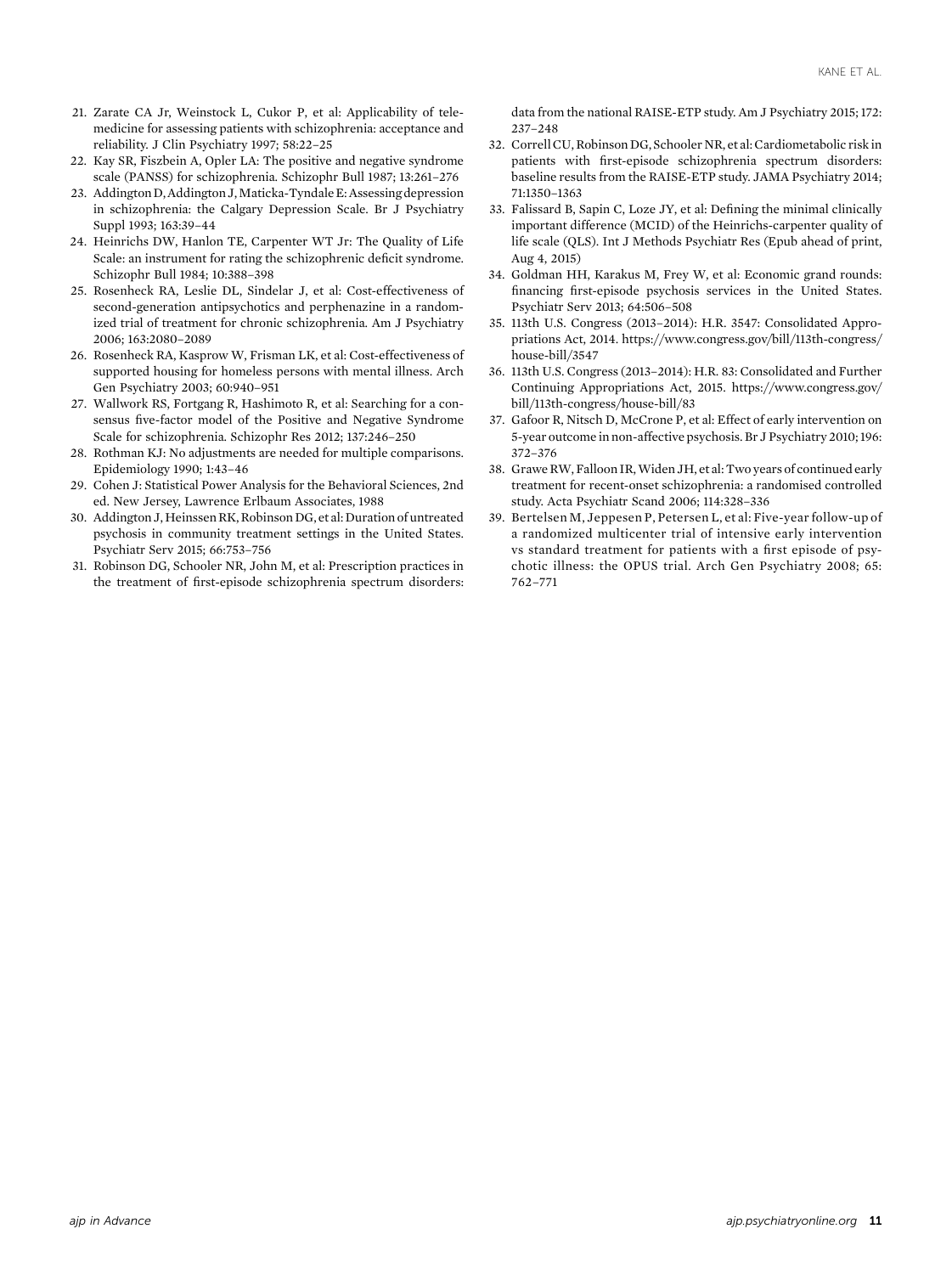21. Zarate CA Jr, Weinstock L, Cukor P, et al: Applicability of telemedicine for assessing patients with schizophrenia: acceptance and reliability. J Clin Psychiatry 1997; 58:22–25
22. Kay SR, Fiszbein A, Opler LA: The positive and negative syndrome scale (PANSS) for schizophrenia. Schizophr Bull 1987; 13:261–276
23. Addington D, Addington J, Maticka-Tyndale E: Assessing depression in schizophrenia: the Calgary Depression Scale. Br J Psychiatry Suppl 1993; 163:39–44
24. Heinrichs DW, Hanlon TE, Carpenter WT Jr: The Quality of Life Scale: an instrument for rating the schizophrenic deficit syndrome. Schizophr Bull 1984; 10:388–398
25. Rosenheck RA, Leslie DL, Sindelar J, et al: Cost-effectiveness of second-generation antipsychotics and perphenazine in a randomized trial of treatment for chronic schizophrenia. Am J Psychiatry 2006; 163:2080–2089
26. Rosenheck RA, Kasprow W, Frisman LK, et al: Cost-effectiveness of supported housing for homeless persons with mental illness. Arch Gen Psychiatry 2003; 60:940–951
27. Wallwork RS, Fortgang R, Hashimoto R, et al: Searching for a consensus five-factor model of the Positive and Negative Syndrome Scale for schizophrenia. Schizophr Res 2012; 137:246–250
28. Rothman KJ: No adjustments are needed for multiple comparisons. Epidemiology 1990; 1:43–46
29. Cohen J: Statistical Power Analysis for the Behavioral Sciences, 2nd ed. New Jersey, Lawrence Erlbaum Associates, 1988
30. Addington J, Heinssen RK, Robinson DG, et al: Duration of untreated psychosis in community treatment settings in the United States. Psychiatr Serv 2015; 66:753–756
31. Robinson DG, Schooler NR, John M, et al: Prescription practices in the treatment of first-episode schizophrenia spectrum disorders: data from the national RAISE-ETP study. Am J Psychiatry 2015; 172: 237–248
32. Correll CU, Robinson DG, Schooler NR, et al: Cardiometabolic risk in patients with first-episode schizophrenia spectrum disorders: baseline results from the RAISE-ETP study. JAMA Psychiatry 2014; 71:1350–1363
33. Falissard B, Sapin C, Loze JY, et al: Defining the minimal clinically important difference (MCID) of the Heinrichs-carpenter quality of life scale (QLS). Int J Methods Psychiatr Res (Epub ahead of print, Aug 4, 2015)
34. Goldman HH, Karakus M, Frey W, et al: Economic grand rounds: financing first-episode psychosis services in the United States. Psychiatr Serv 2013; 64:506–508
35. 113th U.S. Congress (2013–2014): H.R. 3547: Consolidated Appropriations Act, 2014. https://www.congress.gov/bill/113th-congress/house-bill/3547
36. 113th U.S. Congress (2013–2014): H.R. 83: Consolidated and Further Continuing Appropriations Act, 2015. https://www.congress.gov/bill/113th-congress/house-bill/83
37. Gafoor R, Nitsch D, McCrone P, et al: Effect of early intervention on 5-year outcome in non-affective psychosis. Br J Psychiatry 2010; 196: 372–376
38. Grawe RW, Falloon IR, Widen JH, et al: Two years of continued early treatment for recent-onset schizophrenia: a randomised controlled study. Acta Psychiatr Scand 2006; 114:328–336
39. Bertelsen M, Jeppesen P, Petersen L, et al: Five-year follow-up of a randomized multicenter trial of intensive early intervention vs standard treatment for patients with a first episode of psychotic illness: the OPUS trial. Arch Gen Psychiatry 2008; 65: 762–771